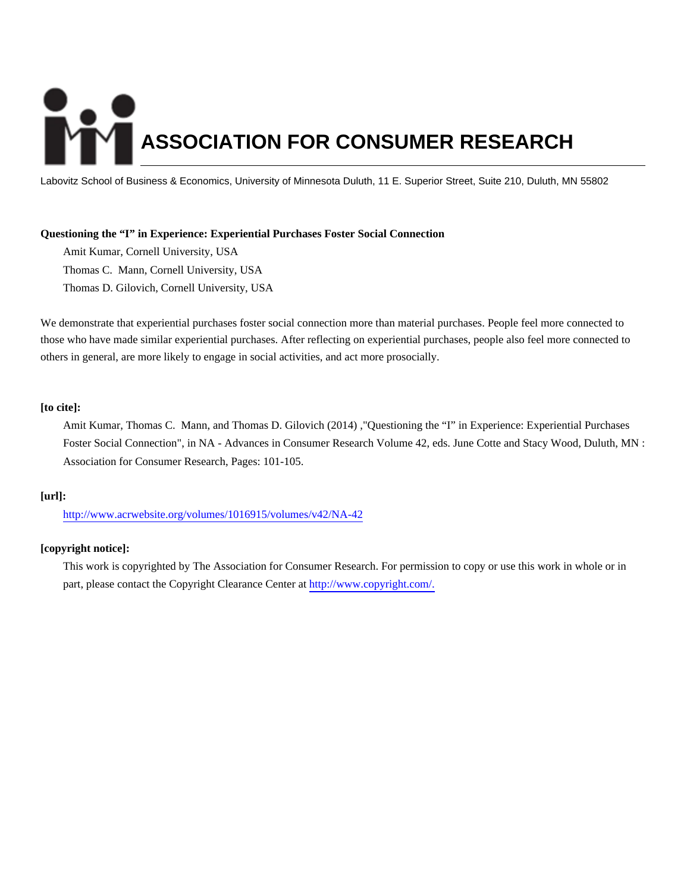# ASSOCIATION FOR CONSUMER RESEARCH

Labovitz School of Business & Economics, University of Minnesota Duluth, 11 E. Superior Street, Suite 210, Duluth, MN 55802

**Questioning the "I" in Experience: Experiential Purchases Foster Social Connection**

Amit Kumar, Cornell University, USA

Thomas C. Mann, Cornell University, USA

Thomas D. Gilovich, Cornell University, USA

We demonstrate that experiential purchases foster social connection more than material purchases. People feel more connected to those who have made similar experiential purchases. After reflecting on experiential purchases, people also feel more connected to others in general, are more likely to engage in social activities, and act more prosocially.

**[to cite]:**

Amit Kumar, Thomas C. Mann, and Thomas D. Gilovich (2014) ,"Questioning the "I" in Experience: Experiential Purchases Foster Social Connection", in NA - Advances in Consumer Research Volume 42, eds. June Cotte and Stacy Wood, Duluth, MN : Association for Consumer Research, Pages: 101-105.

**[url]:**

http://www.acrwebsite.org/volumes/1016915/volumes/v42/NA-42

**[copyright notice]:**

This work is copyrighted by The Association for Consumer Research. For permission to copy or use this work in whole or in part, please contact the Copyright Clearance Center at http://www.copyright.com/.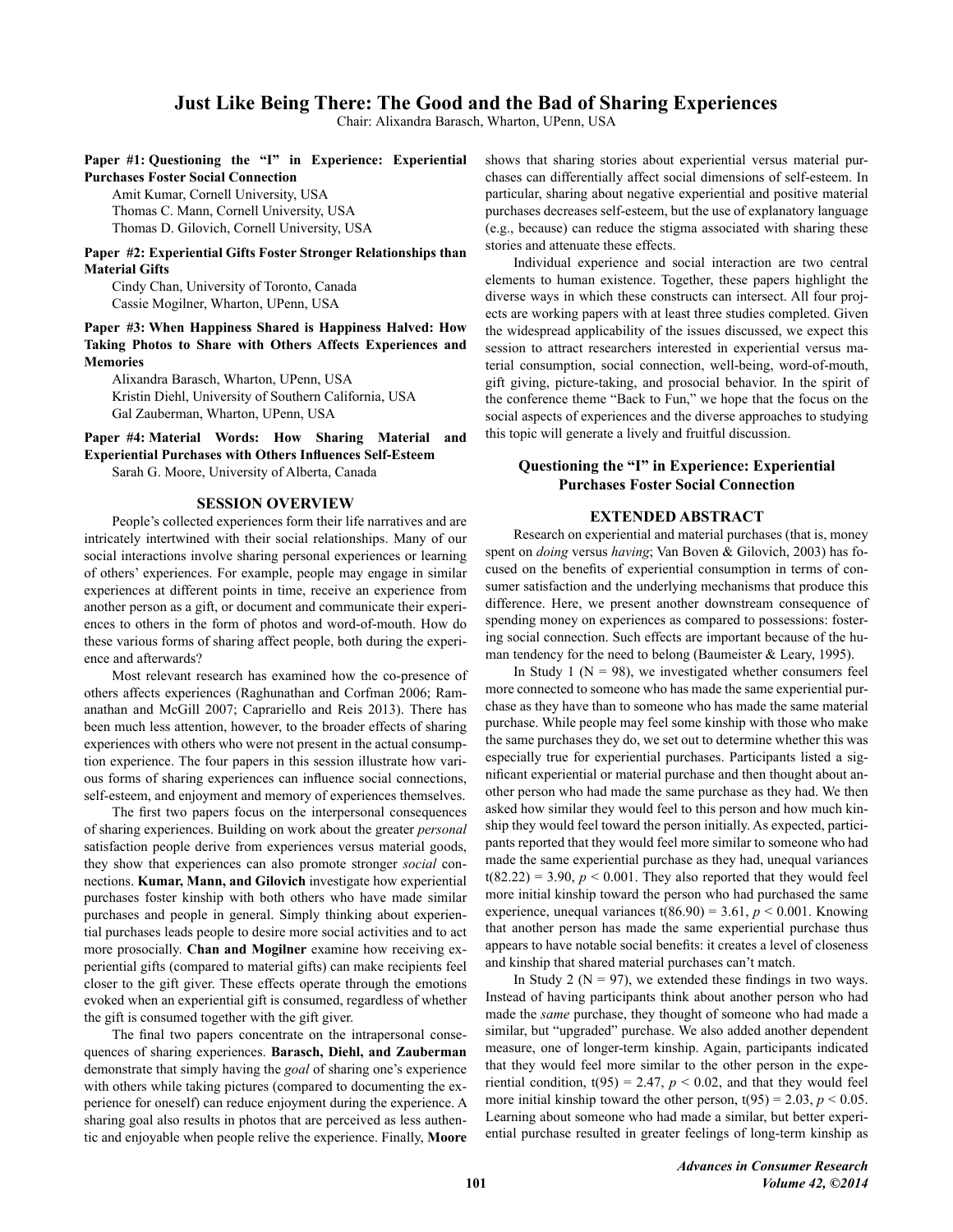# Just Like Being There: The Good and the Bad of Sharing Experiences

Chair: Alixandra Barasch, Wharton, UPenn, USA

**Paper #1: Questioning the "I" in Experience: Experiential Purchases Foster Social Connection**

Amit Kumar, Cornell University, USA
Thomas C. Mann, Cornell University, USA
Thomas D. Gilovich, Cornell University, USA

**Paper #2: Experiential Gifts Foster Stronger Relationships than Material Gifts**

Cindy Chan, University of Toronto, Canada
Cassie Mogilner, Wharton, UPenn, USA

**Paper #3: When Happiness Shared is Happiness Halved: How Taking Photos to Share with Others Affects Experiences and Memories**

Alixandra Barasch, Wharton, UPenn, USA
Kristin Diehl, University of Southern California, USA
Gal Zauberman, Wharton, UPenn, USA

**Paper #4: Material Words: How Sharing Material and Experiential Purchases with Others Influences Self-Esteem**

Sarah G. Moore, University of Alberta, Canada

## SESSION OVERVIEW

People's collected experiences form their life narratives and are intricately intertwined with their social relationships. Many of our social interactions involve sharing personal experiences or learning of others' experiences. For example, people may engage in similar experiences at different points in time, receive an experience from another person as a gift, or document and communicate their experiences to others in the form of photos and word-of-mouth. How do these various forms of sharing affect people, both during the experience and afterwards?

Most relevant research has examined how the co-presence of others affects experiences (Raghunathan and Corfman 2006; Ramanathan and McGill 2007; Caprariello and Reis 2013). There has been much less attention, however, to the broader effects of sharing experiences with others who were not present in the actual consumption experience. The four papers in this session illustrate how various forms of sharing experiences can influence social connections, self-esteem, and enjoyment and memory of experiences themselves.

The first two papers focus on the interpersonal consequences of sharing experiences. Building on work about the greater *personal* satisfaction people derive from experiences versus material goods, they show that experiences can also promote stronger *social* connections. **Kumar, Mann, and Gilovich** investigate how experiential purchases foster kinship with both others who have made similar purchases and people in general. Simply thinking about experiential purchases leads people to desire more social activities and to act more prosocially. **Chan and Mogilner** examine how receiving experiential gifts (compared to material gifts) can make recipients feel closer to the gift giver. These effects operate through the emotions evoked when an experiential gift is consumed, regardless of whether the gift is consumed together with the gift giver.

The final two papers concentrate on the intrapersonal consequences of sharing experiences. **Barasch, Diehl, and Zauberman** demonstrate that simply having the *goal* of sharing one's experience with others while taking pictures (compared to documenting the experience for oneself) can reduce enjoyment during the experience. A sharing goal also results in photos that are perceived as less authentic and enjoyable when people relive the experience. Finally, **Moore** shows that sharing stories about experiential versus material purchases can differentially affect social dimensions of self-esteem. In particular, sharing about negative experiential and positive material purchases decreases self-esteem, but the use of explanatory language (e.g., because) can reduce the stigma associated with sharing these stories and attenuate these effects.

Individual experience and social interaction are two central elements to human existence. Together, these papers highlight the diverse ways in which these constructs can intersect. All four projects are working papers with at least three studies completed. Given the widespread applicability of the issues discussed, we expect this session to attract researchers interested in experiential versus material consumption, social connection, well-being, word-of-mouth, gift giving, picture-taking, and prosocial behavior. In the spirit of the conference theme "Back to Fun," we hope that the focus on the social aspects of experiences and the diverse approaches to studying this topic will generate a lively and fruitful discussion.

## Questioning the "I" in Experience: Experiential Purchases Foster Social Connection

### EXTENDED ABSTRACT

Research on experiential and material purchases (that is, money spent on *doing* versus *having*; Van Boven & Gilovich, 2003) has focused on the benefits of experiential consumption in terms of consumer satisfaction and the underlying mechanisms that produce this difference. Here, we present another downstream consequence of spending money on experiences as compared to possessions: fostering social connection. Such effects are important because of the human tendency for the need to belong (Baumeister & Leary, 1995).

In Study 1 ($N = 98$), we investigated whether consumers feel more connected to someone who has made the same experiential purchase as they have than to someone who has made the same material purchase. While people may feel some kinship with those who make the same purchases they do, we set out to determine whether this was especially true for experiential purchases. Participants listed a significant experiential or material purchase and then thought about another person who had made the same purchase as they had. We then asked how similar they would feel to this person and how much kinship they would feel toward the person initially. As expected, participants reported that they would feel more similar to someone who had made the same experiential purchase as they had, unequal variances $t(82.22) = 3.90$, $p < 0.001$. They also reported that they would feel more initial kinship toward the person who had purchased the same experience, unequal variances $t(86.90) = 3.61$, $p < 0.001$. Knowing that another person has made the same experiential purchase thus appears to have notable social benefits: it creates a level of closeness and kinship that shared material purchases can't match.

In Study 2 ($N = 97$), we extended these findings in two ways. Instead of having participants think about another person who had made the *same* purchase, they thought of someone who had made a similar, but "upgraded" purchase. We also added another dependent measure, one of longer-term kinship. Again, participants indicated that they would feel more similar to the other person in the experiential condition, $t(95) = 2.47$, $p < 0.02$, and that they would feel more initial kinship toward the other person, $t(95) = 2.03$, $p < 0.05$. Learning about someone who had made a similar, but better experiential purchase resulted in greater feelings of long-term kinship as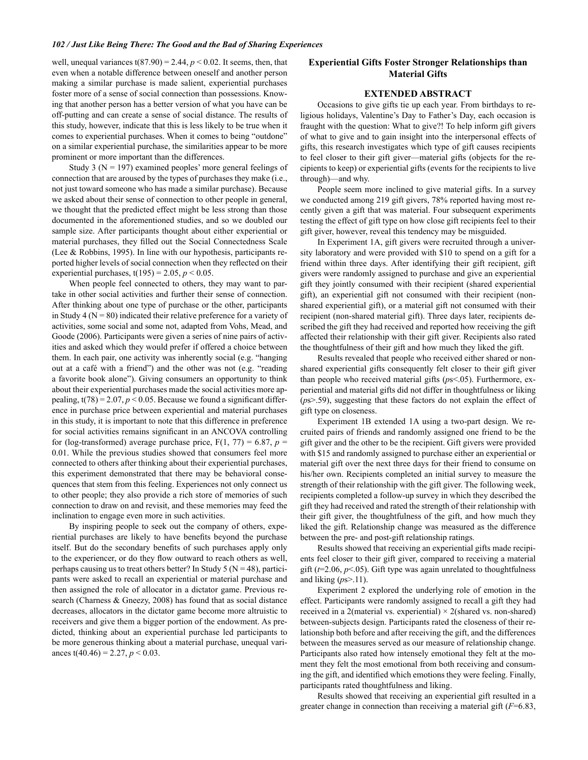well, unequal variances $t(87.90) = 2.44$, $p < 0.02$. It seems, then, that even when a notable difference between oneself and another person making a similar purchase is made salient, experiential purchases foster more of a sense of social connection than possessions. Knowing that another person has a better version of what you have can be off-putting and can create a sense of social distance. The results of this study, however, indicate that this is less likely to be true when it comes to experiential purchases. When it comes to being "outdone" on a similar experiential purchase, the similarities appear to be more prominent or more important than the differences.

Study 3 ($N = 197$) examined peoples' more general feelings of connection that are aroused by the types of purchases they make (i.e., not just toward someone who has made a similar purchase). Because we asked about their sense of connection to other people in general, we thought that the predicted effect might be less strong than those documented in the aforementioned studies, and so we doubled our sample size. After participants thought about either experiential or material purchases, they filled out the Social Connectedness Scale (Lee & Robbins, 1995). In line with our hypothesis, participants reported higher levels of social connection when they reflected on their experiential purchases, $t(195) = 2.05$, $p < 0.05$.

When people feel connected to others, they may want to partake in other social activities and further their sense of connection. After thinking about one type of purchase or the other, participants in Study 4 ($N = 80$) indicated their relative preference for a variety of activities, some social and some not, adapted from Vohs, Mead, and Goode (2006). Participants were given a series of nine pairs of activities and asked which they would prefer if offered a choice between them. In each pair, one activity was inherently social (e.g. "hanging out at a café with a friend") and the other was not (e.g. "reading a favorite book alone"). Giving consumers an opportunity to think about their experiential purchases made the social activities more appealing, $t(78) = 2.07$, $p < 0.05$. Because we found a significant difference in purchase price between experiential and material purchases in this study, it is important to note that this difference in preference for social activities remains significant in an ANCOVA controlling for (log-transformed) average purchase price, $F(1, 77) = 6.87$, $p = 0.01$. While the previous studies showed that consumers feel more connected to others after thinking about their experiential purchases, this experiment demonstrated that there may be behavioral consequences that stem from this feeling. Experiences not only connect us to other people; they also provide a rich store of memories of such connection to draw on and revisit, and these memories may feed the inclination to engage even more in such activities.

By inspiring people to seek out the company of others, experiential purchases are likely to have benefits beyond the purchase itself. But do the secondary benefits of such purchases apply only to the experiencer, or do they flow outward to reach others as well, perhaps causing us to treat others better? In Study 5 ($N = 48$), participants were asked to recall an experiential or material purchase and then assigned the role of allocator in a dictator game. Previous research (Charness & Gneezy, 2008) has found that as social distance decreases, allocators in the dictator game become more altruistic to receivers and give them a bigger portion of the endowment. As predicted, thinking about an experiential purchase led participants to be more generous thinking about a material purchase, unequal variances $t(40.46) = 2.27$, $p < 0.03$.

## Experiential Gifts Foster Stronger Relationships than Material Gifts

### EXTENDED ABSTRACT

Occasions to give gifts tie up each year. From birthdays to religious holidays, Valentine's Day to Father's Day, each occasion is fraught with the question: What to give?! To help inform gift givers of what to give and to gain insight into the interpersonal effects of gifts, this research investigates which type of gift causes recipients to feel closer to their gift giver—material gifts (objects for the recipients to keep) or experiential gifts (events for the recipients to live through)—and why.

People seem more inclined to give material gifts. In a survey we conducted among 219 gift givers, 78% reported having most recently given a gift that was material. Four subsequent experiments testing the effect of gift type on how close gift recipients feel to their gift giver, however, reveal this tendency may be misguided.

In Experiment 1A, gift givers were recruited through a university laboratory and were provided with $10 to spend on a gift for a friend within three days. After identifying their gift recipient, gift givers were randomly assigned to purchase and give an experiential gift they jointly consumed with their recipient (shared experiential gift), an experiential gift not consumed with their recipient (non-shared experiential gift), or a material gift not consumed with their recipient (non-shared material gift). Three days later, recipients described the gift they had received and reported how receiving the gift affected their relationship with their gift giver. Recipients also rated the thoughtfulness of their gift and how much they liked the gift.

Results revealed that people who received either shared or non-shared experiential gifts consequently felt closer to their gift giver than people who received material gifts ($ps<.05$). Furthermore, experiential and material gifts did not differ in thoughtfulness or liking ($ps>.59$), suggesting that these factors do not explain the effect of gift type on closeness.

Experiment 1B extended 1A using a two-part design. We recruited pairs of friends and randomly assigned one friend to be the gift giver and the other to be the recipient. Gift givers were provided with $15 and randomly assigned to purchase either an experiential or material gift over the next three days for their friend to consume on his/her own. Recipients completed an initial survey to measure the strength of their relationship with the gift giver. The following week, recipients completed a follow-up survey in which they described the gift they had received and rated the strength of their relationship with their gift giver, the thoughtfulness of the gift, and how much they liked the gift. Relationship change was measured as the difference between the pre- and post-gift relationship ratings.

Results showed that receiving an experiential gifts made recipients feel closer to their gift giver, compared to receiving a material gift ($t=2.06$, $p<.05$). Gift type was again unrelated to thoughtfulness and liking ($ps>.11$).

Experiment 2 explored the underlying role of emotion in the effect. Participants were randomly assigned to recall a gift they had received in a 2(material vs. experiential) × 2(shared vs. non-shared) between-subjects design. Participants rated the closeness of their relationship both before and after receiving the gift, and the differences between the measures served as our measure of relationship change. Participants also rated how intensely emotional they felt at the moment they felt the most emotional from both receiving and consuming the gift, and identified which emotions they were feeling. Finally, participants rated thoughtfulness and liking.

Results showed that receiving an experiential gift resulted in a greater change in connection than receiving a material gift ($F=6.83$,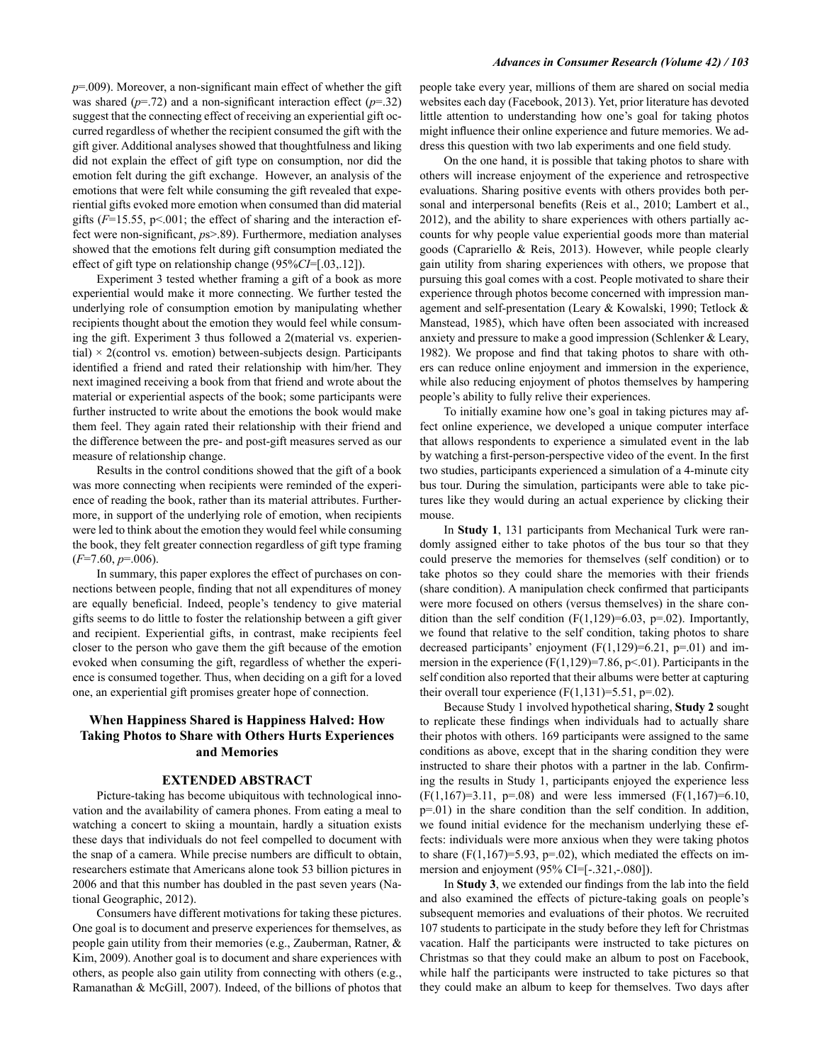$p$=.009). Moreover, a non-significant main effect of whether the gift was shared ($p$=.72) and a non-significant interaction effect ($p$=.32) suggest that the connecting effect of receiving an experiential gift occurred regardless of whether the recipient consumed the gift with the gift giver. Additional analyses showed that thoughtfulness and liking did not explain the effect of gift type on consumption, nor did the emotion felt during the gift exchange. However, an analysis of the emotions that were felt while consuming the gift revealed that experiential gifts evoked more emotion when consumed than did material gifts ($F$=15.55, $p$<.001; the effect of sharing and the interaction effect were non-significant, $p$s>.89). Furthermore, mediation analyses showed that the emotions felt during gift consumption mediated the effect of gift type on relationship change (95%$CI$=[.03,.12]).

Experiment 3 tested whether framing a gift of a book as more experiential would make it more connecting. We further tested the underlying role of consumption emotion by manipulating whether recipients thought about the emotion they would feel while consuming the gift. Experiment 3 thus followed a 2(material vs. experiential) × 2(control vs. emotion) between-subjects design. Participants identified a friend and rated their relationship with him/her. They next imagined receiving a book from that friend and wrote about the material or experiential aspects of the book; some participants were further instructed to write about the emotions the book would make them feel. They again rated their relationship with their friend and the difference between the pre- and post-gift measures served as our measure of relationship change.

Results in the control conditions showed that the gift of a book was more connecting when recipients were reminded of the experience of reading the book, rather than its material attributes. Furthermore, in support of the underlying role of emotion, when recipients were led to think about the emotion they would feel while consuming the book, they felt greater connection regardless of gift type framing ($F$=7.60, $p$=.006).

In summary, this paper explores the effect of purchases on connections between people, finding that not all expenditures of money are equally beneficial. Indeed, people's tendency to give material gifts seems to do little to foster the relationship between a gift giver and recipient. Experiential gifts, in contrast, make recipients feel closer to the person who gave them the gift because of the emotion evoked when consuming the gift, regardless of whether the experience is consumed together. Thus, when deciding on a gift for a loved one, an experiential gift promises greater hope of connection.

## When Happiness Shared is Happiness Halved: How Taking Photos to Share with Others Hurts Experiences and Memories

### EXTENDED ABSTRACT

Picture-taking has become ubiquitous with technological innovation and the availability of camera phones. From eating a meal to watching a concert to skiing a mountain, hardly a situation exists these days that individuals do not feel compelled to document with the snap of a camera. While precise numbers are difficult to obtain, researchers estimate that Americans alone took 53 billion pictures in 2006 and that this number has doubled in the past seven years (National Geographic, 2012).

Consumers have different motivations for taking these pictures. One goal is to document and preserve experiences for themselves, as people gain utility from their memories (e.g., Zauberman, Ratner, & Kim, 2009). Another goal is to document and share experiences with others, as people also gain utility from connecting with others (e.g., Ramanathan & McGill, 2007). Indeed, of the billions of photos that people take every year, millions of them are shared on social media websites each day (Facebook, 2013). Yet, prior literature has devoted little attention to understanding how one's goal for taking photos might influence their online experience and future memories. We address this question with two lab experiments and one field study.

On the one hand, it is possible that taking photos to share with others will increase enjoyment of the experience and retrospective evaluations. Sharing positive events with others provides both personal and interpersonal benefits (Reis et al., 2010; Lambert et al., 2012), and the ability to share experiences with others partially accounts for why people value experiential goods more than material goods (Caprariello & Reis, 2013). However, while people clearly gain utility from sharing experiences with others, we propose that pursuing this goal comes with a cost. People motivated to share their experience through photos become concerned with impression management and self-presentation (Leary & Kowalski, 1990; Tetlock & Manstead, 1985), which have often been associated with increased anxiety and pressure to make a good impression (Schlenker & Leary, 1982). We propose and find that taking photos to share with others can reduce online enjoyment and immersion in the experience, while also reducing enjoyment of photos themselves by hampering people's ability to fully relive their experiences.

To initially examine how one's goal in taking pictures may affect online experience, we developed a unique computer interface that allows respondents to experience a simulated event in the lab by watching a first-person-perspective video of the event. In the first two studies, participants experienced a simulation of a 4-minute city bus tour. During the simulation, participants were able to take pictures like they would during an actual experience by clicking their mouse.

In **Study 1**, 131 participants from Mechanical Turk were randomly assigned either to take photos of the bus tour so that they could preserve the memories for themselves (self condition) or to take photos so they could share the memories with their friends (share condition). A manipulation check confirmed that participants were more focused on others (versus themselves) in the share condition than the self condition ($F(1,129)=6.03$, $p=.02$). Importantly, we found that relative to the self condition, taking photos to share decreased participants' enjoyment ($F(1,129)=6.21$, $p=.01$) and immersion in the experience ($F(1,129)=7.86$, $p<.01$). Participants in the self condition also reported that their albums were better at capturing their overall tour experience ($F(1,131)=5.51$, $p=.02$).

Because Study 1 involved hypothetical sharing, **Study 2** sought to replicate these findings when individuals had to actually share their photos with others. 169 participants were assigned to the same conditions as above, except that in the sharing condition they were instructed to share their photos with a partner in the lab. Confirming the results in Study 1, participants enjoyed the experience less ($F(1,167)=3.11$, $p=.08$) and were less immersed ($F(1,167)=6.10$, $p=.01$) in the share condition than the self condition. In addition, we found initial evidence for the mechanism underlying these effects: individuals were more anxious when they were taking photos to share ($F(1,167)=5.93$, $p=.02$), which mediated the effects on immersion and enjoyment (95% CI=[-.321,-.080]).

In **Study 3**, we extended our findings from the lab into the field and also examined the effects of picture-taking goals on people's subsequent memories and evaluations of their photos. We recruited 107 students to participate in the study before they left for Christmas vacation. Half the participants were instructed to take pictures on Christmas so that they could make an album to post on Facebook, while half the participants were instructed to take pictures so that they could make an album to keep for themselves. Two days after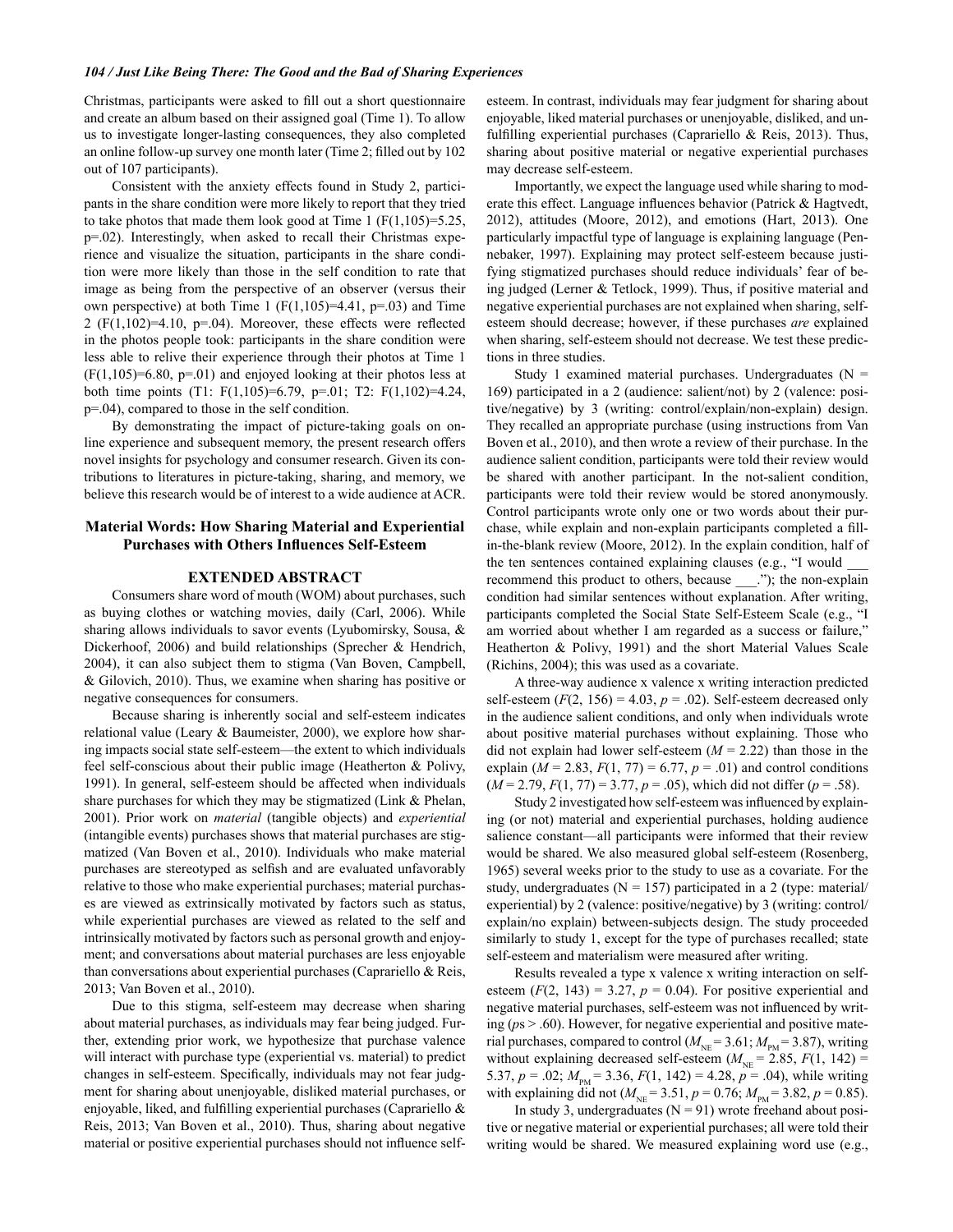Christmas, participants were asked to fill out a short questionnaire and create an album based on their assigned goal (Time 1). To allow us to investigate longer-lasting consequences, they also completed an online follow-up survey one month later (Time 2; filled out by 102 out of 107 participants).

Consistent with the anxiety effects found in Study 2, participants in the share condition were more likely to report that they tried to take photos that made them look good at Time 1 ($F(1,105)=5.25$, $p=.02$). Interestingly, when asked to recall their Christmas experience and visualize the situation, participants in the share condition were more likely than those in the self condition to rate that image as being from the perspective of an observer (versus their own perspective) at both Time 1 ($F(1,105)=4.41$, $p=.03$) and Time 2 ($F(1,102)=4.10$, $p=.04$). Moreover, these effects were reflected in the photos people took: participants in the share condition were less able to relive their experience through their photos at Time 1 ($F(1,105)=6.80$, $p=.01$) and enjoyed looking at their photos less at both time points (T1: $F(1,105)=6.79$, $p=.01$; T2: $F(1,102)=4.24$, $p=.04$), compared to those in the self condition.

By demonstrating the impact of picture-taking goals on online experience and subsequent memory, the present research offers novel insights for psychology and consumer research. Given its contributions to literatures in picture-taking, sharing, and memory, we believe this research would be of interest to a wide audience at ACR.

## Material Words: How Sharing Material and Experiential Purchases with Others Influences Self-Esteem

### EXTENDED ABSTRACT

Consumers share word of mouth (WOM) about purchases, such as buying clothes or watching movies, daily (Carl, 2006). While sharing allows individuals to savor events (Lyubomirsky, Sousa, & Dickerhoof, 2006) and build relationships (Sprecher & Hendrich, 2004), it can also subject them to stigma (Van Boven, Campbell, & Gilovich, 2010). Thus, we examine when sharing has positive or negative consequences for consumers.

Because sharing is inherently social and self-esteem indicates relational value (Leary & Baumeister, 2000), we explore how sharing impacts social state self-esteem—the extent to which individuals feel self-conscious about their public image (Heatherton & Polivy, 1991). In general, self-esteem should be affected when individuals share purchases for which they may be stigmatized (Link & Phelan, 2001). Prior work on *material* (tangible objects) and *experiential* (intangible events) purchases shows that material purchases are stigmatized (Van Boven et al., 2010). Individuals who make material purchases are stereotyped as selfish and are evaluated unfavorably relative to those who make experiential purchases; material purchases are viewed as extrinsically motivated by factors such as status, while experiential purchases are viewed as related to the self and intrinsically motivated by factors such as personal growth and enjoyment; and conversations about material purchases are less enjoyable than conversations about experiential purchases (Caprariello & Reis, 2013; Van Boven et al., 2010).

Due to this stigma, self-esteem may decrease when sharing about material purchases, as individuals may fear being judged. Further, extending prior work, we hypothesize that purchase valence will interact with purchase type (experiential vs. material) to predict changes in self-esteem. Specifically, individuals may not fear judgment for sharing about unenjoyable, disliked material purchases, or enjoyable, liked, and fulfilling experiential purchases (Caprariello & Reis, 2013; Van Boven et al., 2010). Thus, sharing about negative material or positive experiential purchases should not influence self-esteem. In contrast, individuals may fear judgment for sharing about enjoyable, liked material purchases or unenjoyable, disliked, and unfulfilling experiential purchases (Caprariello & Reis, 2013). Thus, sharing about positive material or negative experiential purchases may decrease self-esteem.

Importantly, we expect the language used while sharing to moderate this effect. Language influences behavior (Patrick & Hagtvedt, 2012), attitudes (Moore, 2012), and emotions (Hart, 2013). One particularly impactful type of language is explaining language (Pennebaker, 1997). Explaining may protect self-esteem because justifying stigmatized purchases should reduce individuals' fear of being judged (Lerner & Tetlock, 1999). Thus, if positive material and negative experiential purchases are not explained when sharing, self-esteem should decrease; however, if these purchases *are* explained when sharing, self-esteem should not decrease. We test these predictions in three studies.

Study 1 examined material purchases. Undergraduates ($N = 169$) participated in a 2 (audience: salient/not) by 2 (valence: positive/negative) by 3 (writing: control/explain/non-explain) design. They recalled an appropriate purchase (using instructions from Van Boven et al., 2010), and then wrote a review of their purchase. In the audience salient condition, participants were told their review would be shared with another participant. In the not-salient condition, participants were told their review would be stored anonymously. Control participants wrote only one or two words about their purchase, while explain and non-explain participants completed a fill-in-the-blank review (Moore, 2012). In the explain condition, half of the ten sentences contained explaining clauses (e.g., "I would ___ recommend this product to others, because ___."); the non-explain condition had similar sentences without explanation. After writing, participants completed the Social State Self-Esteem Scale (e.g., "I am worried about whether I am regarded as a success or failure," Heatherton & Polivy, 1991) and the short Material Values Scale (Richins, 2004); this was used as a covariate.

A three-way audience x valence x writing interaction predicted self-esteem ($F(2, 156) = 4.03$, $p = .02$). Self-esteem decreased only in the audience salient conditions, and only when individuals wrote about positive material purchases without explaining. Those who did not explain had lower self-esteem ($M = 2.22$) than those in the explain ($M = 2.83$, $F(1, 77) = 6.77$, $p = .01$) and control conditions ($M = 2.79$, $F(1, 77) = 3.77$, $p = .05$), which did not differ ($p = .58$).

Study 2 investigated how self-esteem was influenced by explaining (or not) material and experiential purchases, holding audience salience constant—all participants were informed that their review would be shared. We also measured global self-esteem (Rosenberg, 1965) several weeks prior to the study to use as a covariate. For the study, undergraduates ($N = 157$) participated in a 2 (type: material/experiential) by 2 (valence: positive/negative) by 3 (writing: control/explain/no explain) between-subjects design. The study proceeded similarly to study 1, except for the type of purchases recalled; state self-esteem and materialism were measured after writing.

Results revealed a type x valence x writing interaction on self-esteem ($F(2, 143) = 3.27$, $p = 0.04$). For positive experiential and negative material purchases, self-esteem was not influenced by writing ($ps > .60$). However, for negative experiential and positive material purchases, compared to control ($M_{NE} = 3.61$; $M_{PM} = 3.87$), writing without explaining decreased self-esteem ($M_{NE} = 2.85$, $F(1, 142) = 5.37$, $p = .02$; $M_{PM} = 3.36$, $F(1, 142) = 4.28$, $p = .04$), while writing with explaining did not ($M_{NE} = 3.51$, $p = 0.76$; $M_{PM} = 3.82$, $p = 0.85$).

In study 3, undergraduates ($N = 91$) wrote freehand about positive or negative material or experiential purchases; all were told their writing would be shared. We measured explaining word use (e.g.,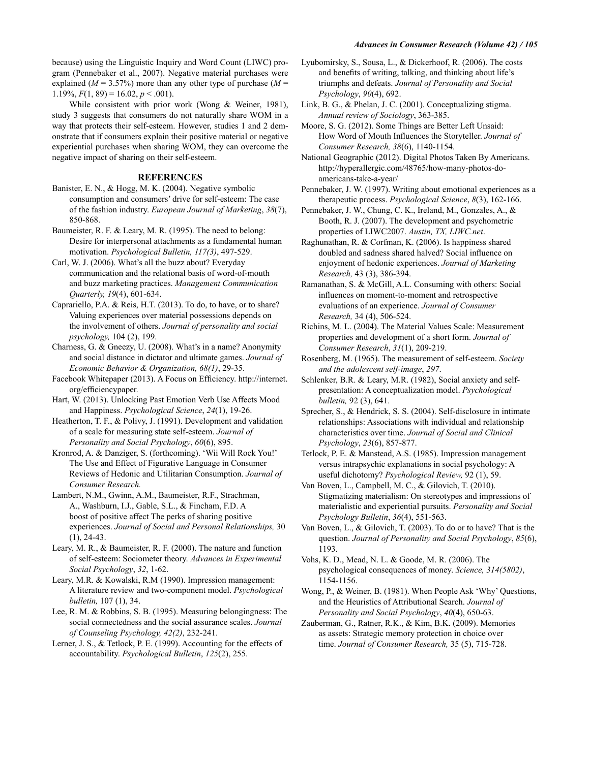because) using the Linguistic Inquiry and Word Count (LIWC) program (Pennebaker et al., 2007). Negative material purchases were explained ($M$ = 3.57%) more than any other type of purchase ($M$ = 1.19%, $F(1, 89) = 16.02$, $p < .001$).

While consistent with prior work (Wong & Weiner, 1981), study 3 suggests that consumers do not naturally share WOM in a way that protects their self-esteem. However, studies 1 and 2 demonstrate that if consumers explain their positive material or negative experiential purchases when sharing WOM, they can overcome the negative impact of sharing on their self-esteem.

## REFERENCES

Banister, E. N., & Hogg, M. K. (2004). Negative symbolic consumption and consumers' drive for self-esteem: The case of the fashion industry. *European Journal of Marketing*, *38*(7), 850-868.

Baumeister, R. F. & Leary, M. R. (1995). The need to belong: Desire for interpersonal attachments as a fundamental human motivation. *Psychological Bulletin, 117(3)*, 497-529.

Carl, W. J. (2006). What's all the buzz about? Everyday communication and the relational basis of word-of-mouth and buzz marketing practices. *Management Communication Quarterly, 19*(4), 601-634.

Caprariello, P.A. & Reis, H.T. (2013). To do, to have, or to share? Valuing experiences over material possessions depends on the involvement of others. *Journal of personality and social psychology,* 104 (2), 199.

Charness, G. & Gneezy, U. (2008). What's in a name? Anonymity and social distance in dictator and ultimate games. *Journal of Economic Behavior & Organization, 68(1)*, 29-35.

Facebook Whitepaper (2013). A Focus on Efficiency. http://internet.org/efficiencypaper.

Hart, W. (2013). Unlocking Past Emotion Verb Use Affects Mood and Happiness. *Psychological Science*, *24*(1), 19-26.

Heatherton, T. F., & Polivy, J. (1991). Development and validation of a scale for measuring state self-esteem. *Journal of Personality and Social Psychology*, *60*(6), 895.

Kronrod, A. & Danziger, S. (forthcoming). 'Wii Will Rock You!' The Use and Effect of Figurative Language in Consumer Reviews of Hedonic and Utilitarian Consumption. *Journal of Consumer Research.*

Lambert, N.M., Gwinn, A.M., Baumeister, R.F., Strachman, A., Washburn, I.J., Gable, S.L., & Fincham, F.D. A boost of positive affect The perks of sharing positive experiences. *Journal of Social and Personal Relationships,* 30 (1), 24-43.

Leary, M. R., & Baumeister, R. F. (2000). The nature and function of self-esteem: Sociometer theory. *Advances in Experimental Social Psychology*, *32*, 1-62.

Leary, M.R. & Kowalski, R.M (1990). Impression management: A literature review and two-component model. *Psychological bulletin,* 107 (1), 34.

Lee, R. M. & Robbins, S. B. (1995). Measuring belongingness: The social connectedness and the social assurance scales. *Journal of Counseling Psychology, 42(2)*, 232-241.

Lerner, J. S., & Tetlock, P. E. (1999). Accounting for the effects of accountability. *Psychological Bulletin*, *125*(2), 255.

Lyubomirsky, S., Sousa, L., & Dickerhoof, R. (2006). The costs and benefits of writing, talking, and thinking about life's triumphs and defeats. *Journal of Personality and Social Psychology*, *90*(4), 692.

Link, B. G., & Phelan, J. C. (2001). Conceptualizing stigma. *Annual review of Sociology*, 363-385.

Moore, S. G. (2012). Some Things are Better Left Unsaid: How Word of Mouth Influences the Storyteller. *Journal of Consumer Research, 38*(6), 1140-1154.

National Geographic (2012). Digital Photos Taken By Americans. http://hyperallergic.com/48765/how-many-photos-do-americans-take-a-year/

Pennebaker, J. W. (1997). Writing about emotional experiences as a therapeutic process. *Psychological Science*, *8*(3), 162-166.

Pennebaker, J. W., Chung, C. K., Ireland, M., Gonzales, A., & Booth, R. J. (2007). The development and psychometric properties of LIWC2007. *Austin, TX, LIWC.net*.

Raghunathan, R. & Corfman, K. (2006). Is happiness shared doubled and sadness shared halved? Social influence on enjoyment of hedonic experiences. *Journal of Marketing Research,* 43 (3), 386-394.

Ramanathan, S. & McGill, A.L. Consuming with others: Social influences on moment-to-moment and retrospective evaluations of an experience. *Journal of Consumer Research,* 34 (4), 506-524.

Richins, M. L. (2004). The Material Values Scale: Measurement properties and development of a short form. *Journal of Consumer Research*, *31*(1), 209-219.

Rosenberg, M. (1965). The measurement of self-esteem. *Society and the adolescent self-image*, *297*.

Schlenker, B.R. & Leary, M.R. (1982), Social anxiety and self-presentation: A conceptualization model. *Psychological bulletin,* 92 (3), 641.

Sprecher, S., & Hendrick, S. S. (2004). Self-disclosure in intimate relationships: Associations with individual and relationship characteristics over time. *Journal of Social and Clinical Psychology*, *23*(6), 857-877.

Tetlock, P. E. & Manstead, A.S. (1985). Impression management versus intrapsychic explanations in social psychology: A useful dichotomy? *Psychological Review,* 92 (1), 59.

Van Boven, L., Campbell, M. C., & Gilovich, T. (2010). Stigmatizing materialism: On stereotypes and impressions of materialistic and experiential pursuits. *Personality and Social Psychology Bulletin*, *36*(4), 551-563.

Van Boven, L., & Gilovich, T. (2003). To do or to have? That is the question. *Journal of Personality and Social Psychology*, *85*(6), 1193.

Vohs, K. D., Mead, N. L. & Goode, M. R. (2006). The psychological consequences of money. *Science, 314(5802)*, 1154-1156.

Wong, P., & Weiner, B. (1981). When People Ask 'Why' Questions, and the Heuristics of Attributional Search. *Journal of Personality and Social Psychology*, *40*(4), 650-63.

Zauberman, G., Ratner, R.K., & Kim, B.K. (2009). Memories as assets: Strategic memory protection in choice over time. *Journal of Consumer Research,* 35 (5), 715-728.